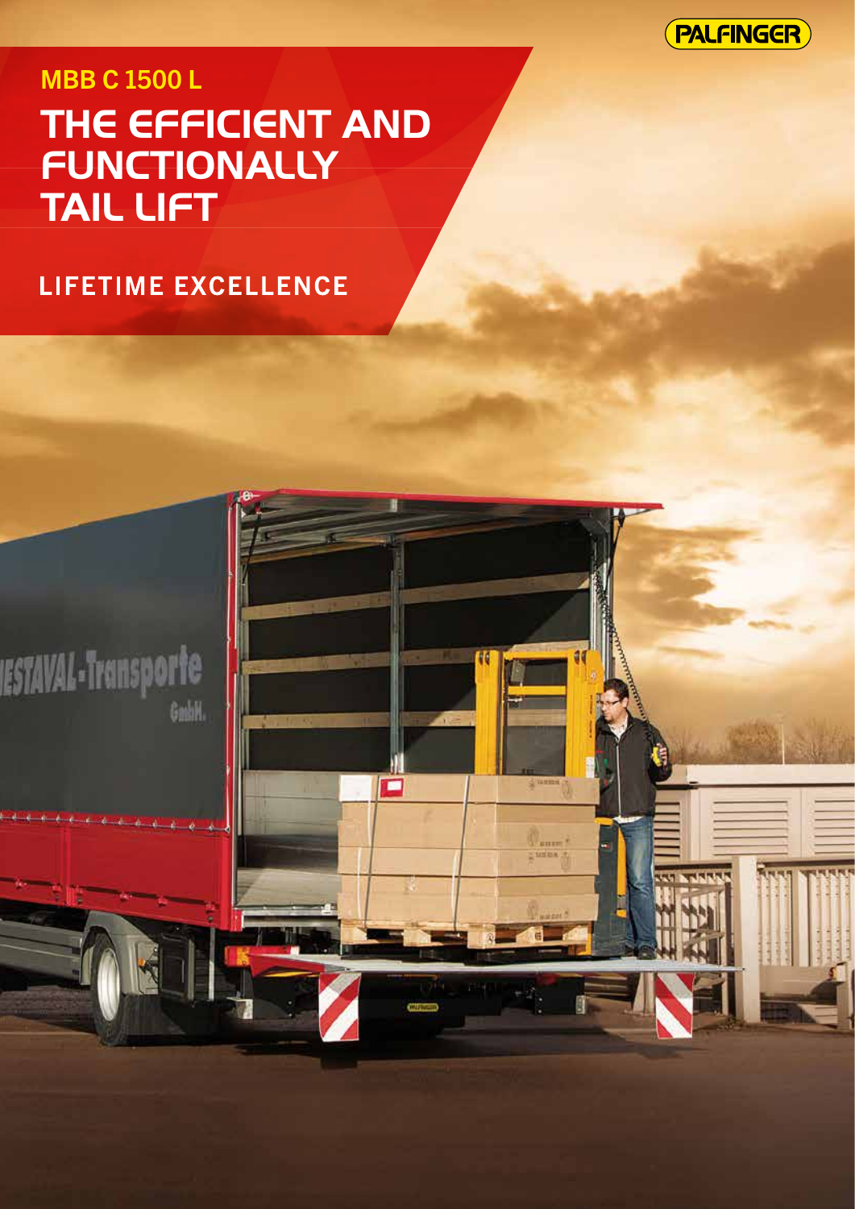PALFINGER

## MBB C 1500 L

# THE EFFICIENT AND FUNCTIONALLY TAIL LIFT

LIFETIME EXCELLENCE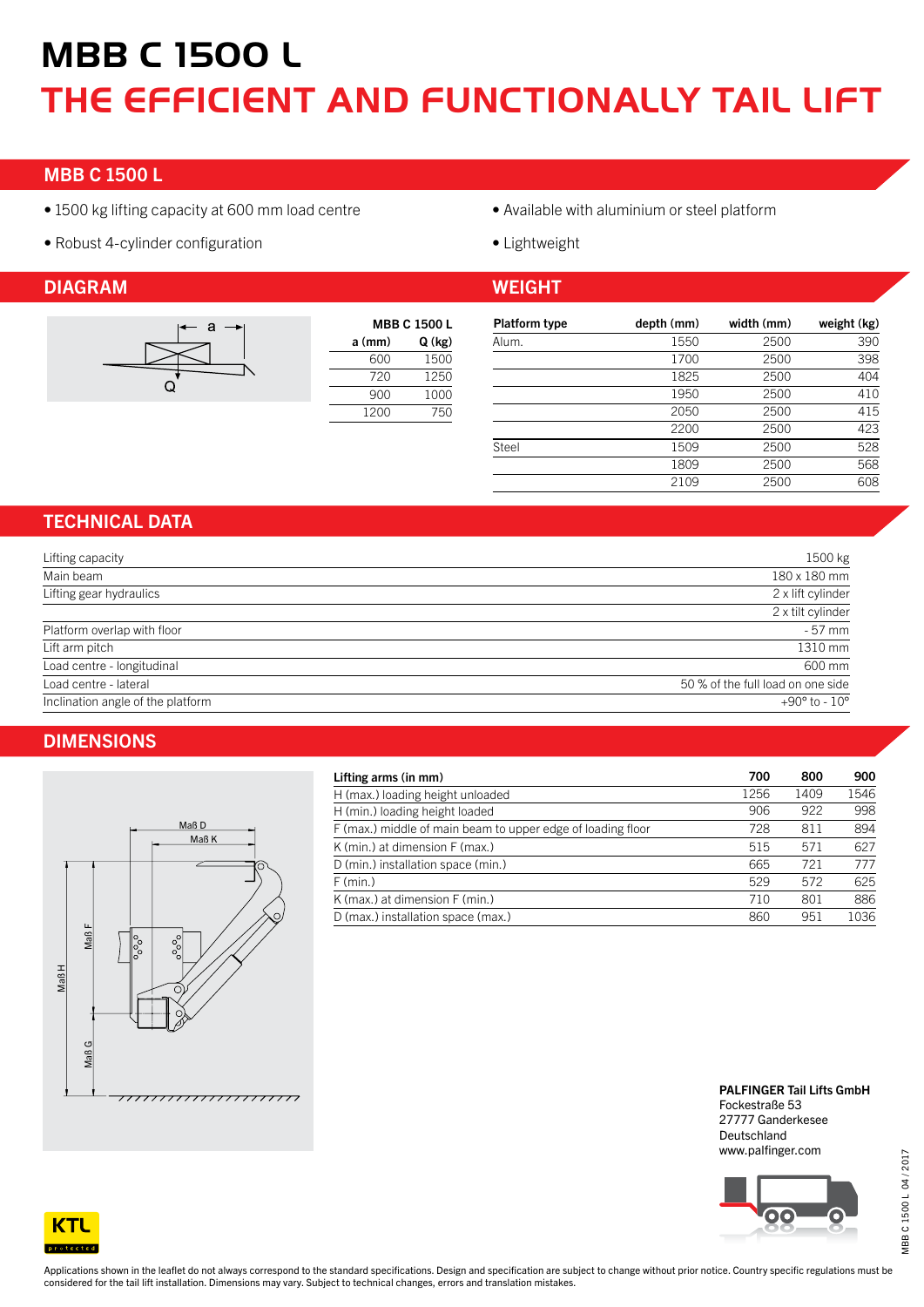# MBB C 1500 L

# THE EFFICIENT AND FUNCTIONALLY TAIL LIFT

## MBB C 1500 L

- 1500 kg lifting capacity at 600 mm load centre
- Robust 4-cylinder configuration
- Available with aluminium or steel platform
- Lightweight

## DIAGRAM

a

Q

| MBB C 1500 L | |
|---|---|
| **a (mm)** | **Q (kg)** |
| 600 | 1500 |
| 720 | 1250 |
| 900 | 1000 |
| 1200 | 750 |

## WEIGHT

| Platform type | depth (mm) | width (mm) | weight (kg) |
|---|---|---|---|
| Alum. | 1550 | 2500 | 390 |
| | 1700 | 2500 | 398 |
| | 1825 | 2500 | 404 |
| | 1950 | 2500 | 410 |
| | 2050 | 2500 | 415 |
| | 2200 | 2500 | 423 |
| Steel | 1509 | 2500 | 528 |
| | 1809 | 2500 | 568 |
| | 2109 | 2500 | 608 |

## TECHNICAL DATA

| | |
|---|---|
| Lifting capacity | 1500 kg |
| Main beam | 180 x 180 mm |
| Lifting gear hydraulics | 2 x lift cylinder |
| | 2 x tilt cylinder |
| Platform overlap with floor | - 57 mm |
| Lift arm pitch | 1310 mm |
| Load centre - longitudinal | 600 mm |
| Load centre - lateral | 50 % of the full load on one side |
| Inclination angle of the platform | +90° to - 10° |

## DIMENSIONS

Maß D

Maß K

Maß H

Maß F

Maß G

| Lifting arms (in mm) | 700 | 800 | 900 |
|---|---|---|---|
| H (max.) loading height unloaded | 1256 | 1409 | 1546 |
| H (min.) loading height loaded | 906 | 922 | 998 |
| F (max.) middle of main beam to upper edge of loading floor | 728 | 811 | 894 |
| K (min.) at dimension F (max.) | 515 | 571 | 627 |
| D (min.) installation space (min.) | 665 | 721 | 777 |
| F (min.) | 529 | 572 | 625 |
| K (max.) at dimension F (min.) | 710 | 801 | 886 |
| D (max.) installation space (max.) | 860 | 951 | 1036 |

**PALFINGER Tail Lifts GmbH**
Fockestraße 53
27777 Ganderkesee
Deutschland
www.palfinger.com

MBB C 1500 L 04 / 2017

KTL protected

Applications shown in the leaflet do not always correspond to the standard specifications. Design and specification are subject to change without prior notice. Country specific regulations must be considered for the tail lift installation. Dimensions may vary. Subject to technical changes, errors and translation mistakes.